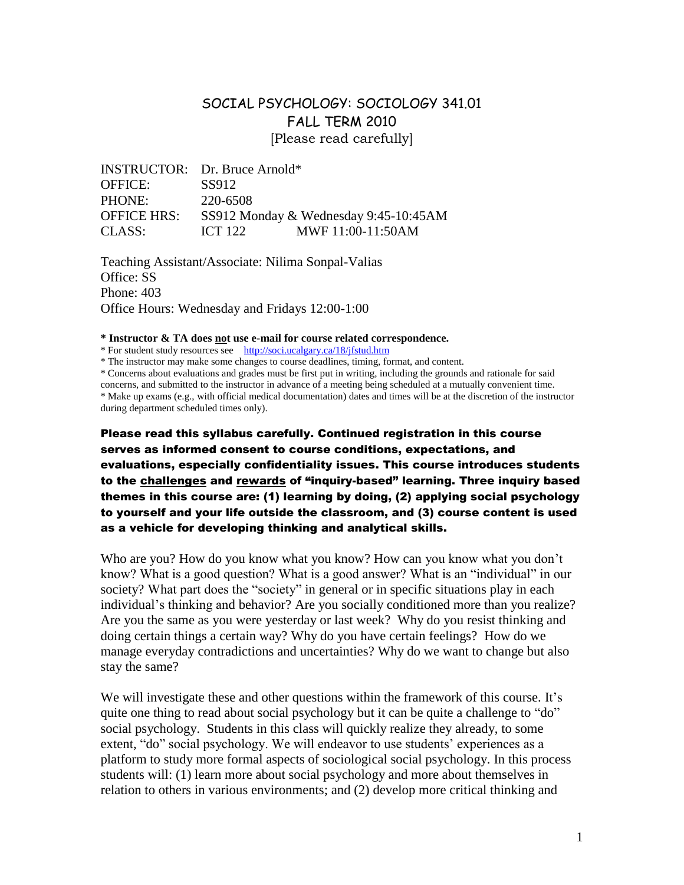# SOCIAL PSYCHOLOGY: SOCIOLOGY 341.01
## FALL TERM 2010
[Please read carefully]

INSTRUCTOR: Dr. Bruce Arnold*
OFFICE: SS912
PHONE: 220-6508
OFFICE HRS: SS912 Monday & Wednesday 9:45-10:45AM
CLASS: ICT 122 MWF 11:00-11:50AM

Teaching Assistant/Associate: Nilima Sonpal-Valias
Office: SS
Phone: 403
Office Hours: Wednesday and Fridays 12:00-1:00

**\* Instructor & TA does <u>not</u> use e-mail for course related correspondence.**
\* For student study resources see http://soci.ucalgary.ca/18/jfstud.htm
\* The instructor may make some changes to course deadlines, timing, format, and content.
\* Concerns about evaluations and grades must be first put in writing, including the grounds and rationale for said concerns, and submitted to the instructor in advance of a meeting being scheduled at a mutually convenient time.
\* Make up exams (e.g., with official medical documentation) dates and times will be at the discretion of the instructor during department scheduled times only).

**Please read this syllabus carefully. Continued registration in this course serves as informed consent to course conditions, expectations, and evaluations, especially confidentiality issues. This course introduces students to the <u>challenges</u> and <u>rewards</u> of "inquiry-based" learning. Three inquiry based themes in this course are: (1) learning by doing, (2) applying social psychology to yourself and your life outside the classroom, and (3) course content is used as a vehicle for developing thinking and analytical skills.**

Who are you? How do you know what you know? How can you know what you don't know? What is a good question? What is a good answer? What is an "individual" in our society? What part does the "society" in general or in specific situations play in each individual's thinking and behavior? Are you socially conditioned more than you realize? Are you the same as you were yesterday or last week? Why do you resist thinking and doing certain things a certain way? Why do you have certain feelings? How do we manage everyday contradictions and uncertainties? Why do we want to change but also stay the same?

We will investigate these and other questions within the framework of this course. It's quite one thing to read about social psychology but it can be quite a challenge to "do" social psychology. Students in this class will quickly realize they already, to some extent, "do" social psychology. We will endeavor to use students' experiences as a platform to study more formal aspects of sociological social psychology. In this process students will: (1) learn more about social psychology and more about themselves in relation to others in various environments; and (2) develop more critical thinking and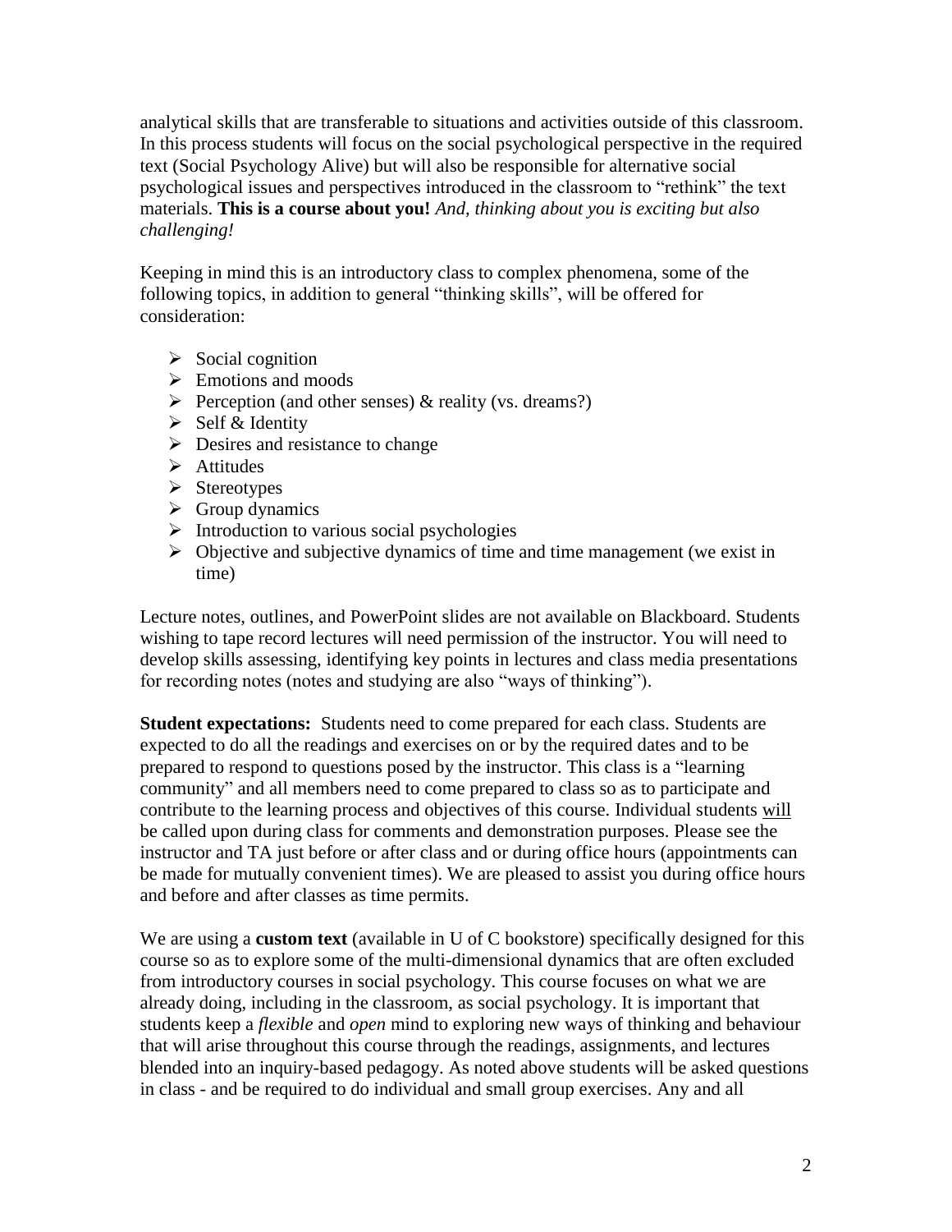analytical skills that are transferable to situations and activities outside of this classroom. In this process students will focus on the social psychological perspective in the required text (Social Psychology Alive) but will also be responsible for alternative social psychological issues and perspectives introduced in the classroom to "rethink" the text materials. **This is a course about you!** *And, thinking about you is exciting but also challenging!*

Keeping in mind this is an introductory class to complex phenomena, some of the following topics, in addition to general "thinking skills", will be offered for consideration:

- Social cognition
- Emotions and moods
- Perception (and other senses) & reality (vs. dreams?)
- Self & Identity
- Desires and resistance to change
- Attitudes
- Stereotypes
- Group dynamics
- Introduction to various social psychologies
- Objective and subjective dynamics of time and time management (we exist in time)

Lecture notes, outlines, and PowerPoint slides are not available on Blackboard. Students wishing to tape record lectures will need permission of the instructor. You will need to develop skills assessing, identifying key points in lectures and class media presentations for recording notes (notes and studying are also "ways of thinking").

**Student expectations:** Students need to come prepared for each class. Students are expected to do all the readings and exercises on or by the required dates and to be prepared to respond to questions posed by the instructor. This class is a "learning community" and all members need to come prepared to class so as to participate and contribute to the learning process and objectives of this course. Individual students <u>will</u> be called upon during class for comments and demonstration purposes. Please see the instructor and TA just before or after class and or during office hours (appointments can be made for mutually convenient times). We are pleased to assist you during office hours and before and after classes as time permits.

We are using a **custom text** (available in U of C bookstore) specifically designed for this course so as to explore some of the multi-dimensional dynamics that are often excluded from introductory courses in social psychology. This course focuses on what we are already doing, including in the classroom, as social psychology. It is important that students keep a *flexible* and *open* mind to exploring new ways of thinking and behaviour that will arise throughout this course through the readings, assignments, and lectures blended into an inquiry-based pedagogy. As noted above students will be asked questions in class - and be required to do individual and small group exercises. Any and all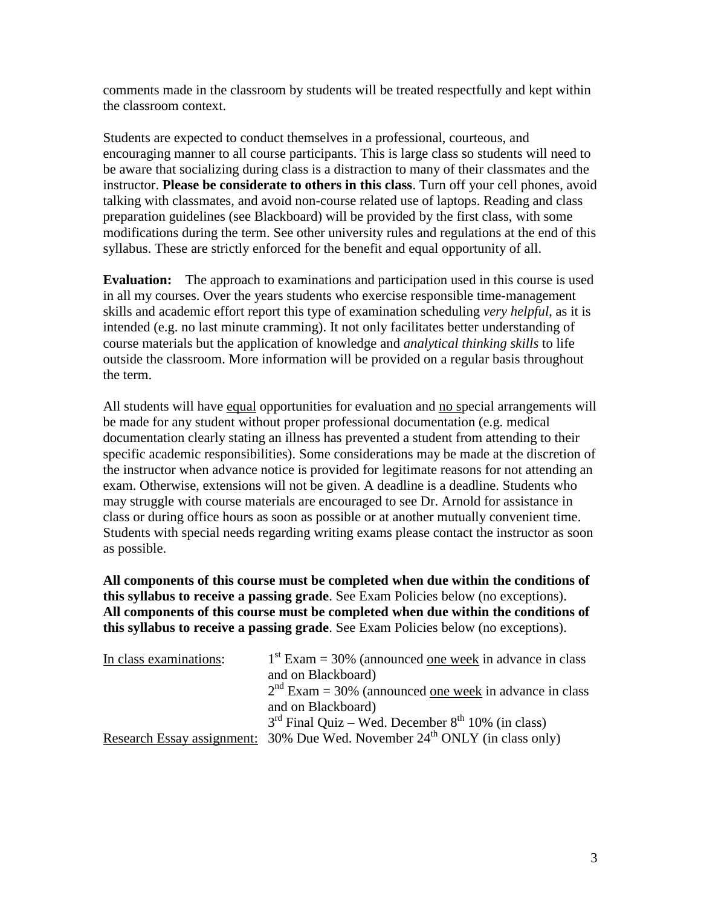comments made in the classroom by students will be treated respectfully and kept within the classroom context.

Students are expected to conduct themselves in a professional, courteous, and encouraging manner to all course participants. This is large class so students will need to be aware that socializing during class is a distraction to many of their classmates and the instructor. **Please be considerate to others in this class**. Turn off your cell phones, avoid talking with classmates, and avoid non-course related use of laptops. Reading and class preparation guidelines (see Blackboard) will be provided by the first class, with some modifications during the term. See other university rules and regulations at the end of this syllabus. These are strictly enforced for the benefit and equal opportunity of all.

**Evaluation:** The approach to examinations and participation used in this course is used in all my courses. Over the years students who exercise responsible time-management skills and academic effort report this type of examination scheduling *very helpful*, as it is intended (e.g. no last minute cramming). It not only facilitates better understanding of course materials but the application of knowledge and *analytical thinking skills* to life outside the classroom. More information will be provided on a regular basis throughout the term.

All students will have equal opportunities for evaluation and no special arrangements will be made for any student without proper professional documentation (e.g. medical documentation clearly stating an illness has prevented a student from attending to their specific academic responsibilities). Some considerations may be made at the discretion of the instructor when advance notice is provided for legitimate reasons for not attending an exam. Otherwise, extensions will not be given. A deadline is a deadline. Students who may struggle with course materials are encouraged to see Dr. Arnold for assistance in class or during office hours as soon as possible or at another mutually convenient time. Students with special needs regarding writing exams please contact the instructor as soon as possible.

**All components of this course must be completed when due within the conditions of this syllabus to receive a passing grade**. See Exam Policies below (no exceptions).
**All components of this course must be completed when due within the conditions of this syllabus to receive a passing grade**. See Exam Policies below (no exceptions).

| | |
|---|---|
| In class examinations: | 1st Exam = 30% (announced one week in advance in class and on Blackboard) |
| | 2nd Exam = 30% (announced one week in advance in class and on Blackboard) |
| | 3rd Final Quiz – Wed. December 8th 10% (in class) |
| Research Essay assignment: | 30% Due Wed. November 24th ONLY (in class only) |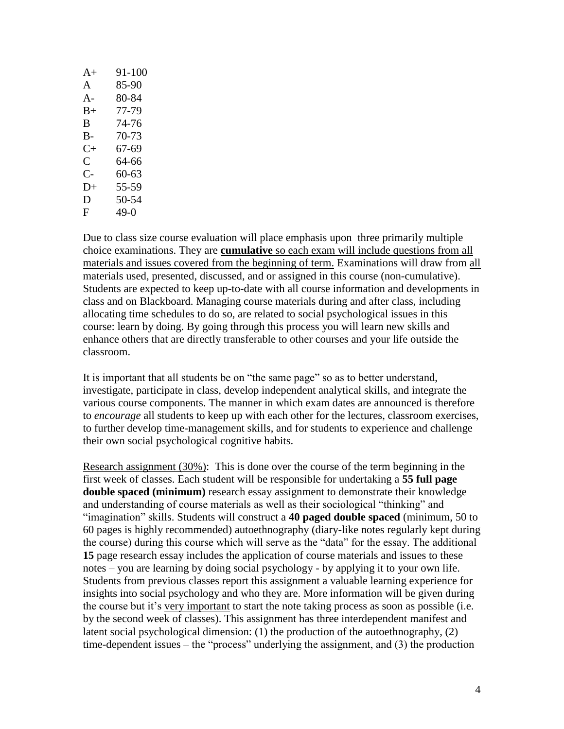| | |
|---|---|
| A+ | 91-100 |
| A | 85-90 |
| A- | 80-84 |
| B+ | 77-79 |
| B | 74-76 |
| B- | 70-73 |
| C+ | 67-69 |
| C | 64-66 |
| C- | 60-63 |
| D+ | 55-59 |
| D | 50-54 |
| F | 49-0 |

Due to class size course evaluation will place emphasis upon three primarily multiple choice examinations. They are <u>**cumulative** so each exam will include questions from all materials and issues covered from the beginning of term.</u> Examinations will draw from <u>all</u> materials used, presented, discussed, and or assigned in this course (non-cumulative). Students are expected to keep up-to-date with all course information and developments in class and on Blackboard. Managing course materials during and after class, including allocating time schedules to do so, are related to social psychological issues in this course: learn by doing. By going through this process you will learn new skills and enhance others that are directly transferable to other courses and your life outside the classroom.

It is important that all students be on "the same page" so as to better understand, investigate, participate in class, develop independent analytical skills, and integrate the various course components. The manner in which exam dates are announced is therefore to *encourage* all students to keep up with each other for the lectures, classroom exercises, to further develop time-management skills, and for students to experience and challenge their own social psychological cognitive habits.

<u>Research assignment (30%)</u>: This is done over the course of the term beginning in the first week of classes. Each student will be responsible for undertaking a **55 full page double spaced (minimum)** research essay assignment to demonstrate their knowledge and understanding of course materials as well as their sociological "thinking" and "imagination" skills. Students will construct a **40 paged double spaced** (minimum, 50 to 60 pages is highly recommended) autoethnography (diary-like notes regularly kept during the course) during this course which will serve as the "data" for the essay. The additional **15** page research essay includes the application of course materials and issues to these notes – you are learning by doing social psychology - by applying it to your own life. Students from previous classes report this assignment a valuable learning experience for insights into social psychology and who they are. More information will be given during the course but it's <u>very important</u> to start the note taking process as soon as possible (i.e. by the second week of classes). This assignment has three interdependent manifest and latent social psychological dimension: (1) the production of the autoethnography, (2) time-dependent issues – the "process" underlying the assignment, and (3) the production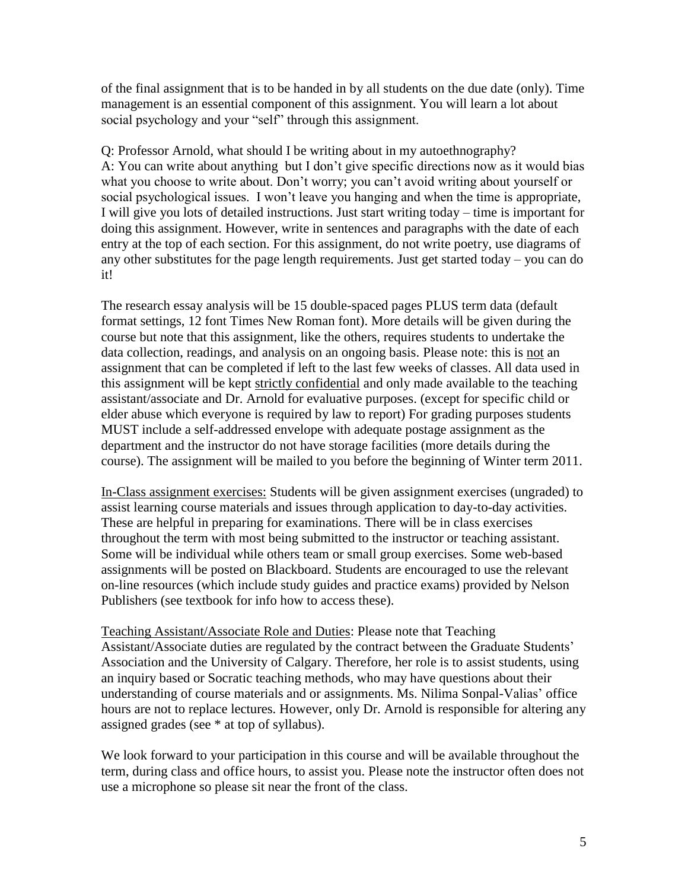of the final assignment that is to be handed in by all students on the due date (only). Time management is an essential component of this assignment. You will learn a lot about social psychology and your "self" through this assignment.

Q: Professor Arnold, what should I be writing about in my autoethnography?
A: You can write about anything but I don't give specific directions now as it would bias what you choose to write about. Don't worry; you can't avoid writing about yourself or social psychological issues. I won't leave you hanging and when the time is appropriate, I will give you lots of detailed instructions. Just start writing today – time is important for doing this assignment. However, write in sentences and paragraphs with the date of each entry at the top of each section. For this assignment, do not write poetry, use diagrams of any other substitutes for the page length requirements. Just get started today – you can do it!

The research essay analysis will be 15 double-spaced pages PLUS term data (default format settings, 12 font Times New Roman font). More details will be given during the course but note that this assignment, like the others, requires students to undertake the data collection, readings, and analysis on an ongoing basis. Please note: this is <u>not</u> an assignment that can be completed if left to the last few weeks of classes. All data used in this assignment will be kept <u>strictly confidential</u> and only made available to the teaching assistant/associate and Dr. Arnold for evaluative purposes. (except for specific child or elder abuse which everyone is required by law to report) For grading purposes students MUST include a self-addressed envelope with adequate postage assignment as the department and the instructor do not have storage facilities (more details during the course). The assignment will be mailed to you before the beginning of Winter term 2011.

<u>In-Class assignment exercises:</u> Students will be given assignment exercises (ungraded) to assist learning course materials and issues through application to day-to-day activities. These are helpful in preparing for examinations. There will be in class exercises throughout the term with most being submitted to the instructor or teaching assistant. Some will be individual while others team or small group exercises. Some web-based assignments will be posted on Blackboard. Students are encouraged to use the relevant on-line resources (which include study guides and practice exams) provided by Nelson Publishers (see textbook for info how to access these).

<u>Teaching Assistant/Associate Role and Duties</u>: Please note that Teaching Assistant/Associate duties are regulated by the contract between the Graduate Students' Association and the University of Calgary. Therefore, her role is to assist students, using an inquiry based or Socratic teaching methods, who may have questions about their understanding of course materials and or assignments. Ms. Nilima Sonpal-Valias' office hours are not to replace lectures. However, only Dr. Arnold is responsible for altering any assigned grades (see * at top of syllabus).

We look forward to your participation in this course and will be available throughout the term, during class and office hours, to assist you. Please note the instructor often does not use a microphone so please sit near the front of the class.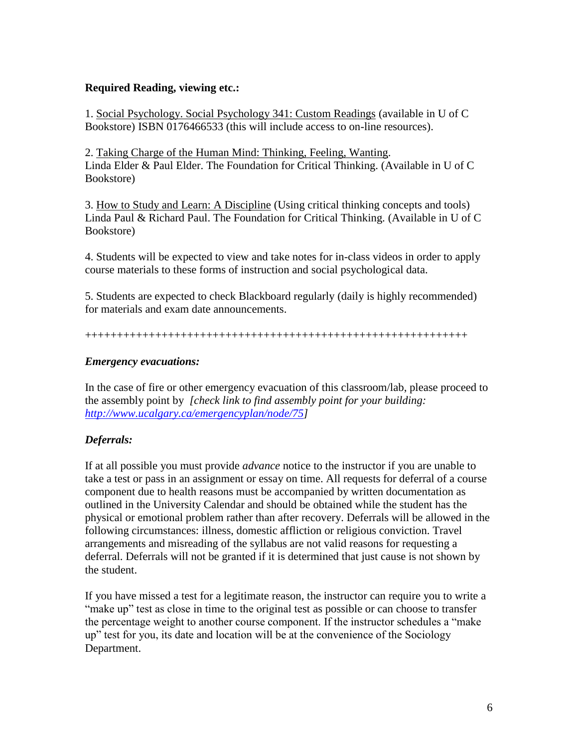**Required Reading, viewing etc.:**

1. Social Psychology. Social Psychology 341: Custom Readings (available in U of C Bookstore) ISBN 0176466533 (this will include access to on-line resources).

2. Taking Charge of the Human Mind: Thinking, Feeling, Wanting. Linda Elder & Paul Elder. The Foundation for Critical Thinking. (Available in U of C Bookstore)

3. How to Study and Learn: A Discipline (Using critical thinking concepts and tools) Linda Paul & Richard Paul. The Foundation for Critical Thinking. (Available in U of C Bookstore)

4. Students will be expected to view and take notes for in-class videos in order to apply course materials to these forms of instruction and social psychological data.

5. Students are expected to check Blackboard regularly (daily is highly recommended) for materials and exam date announcements.

++++++++++++++++++++++++++++++++++++++++++++++++++++++++++++

***Emergency evacuations:***

In the case of fire or other emergency evacuation of this classroom/lab, please proceed to the assembly point by *[check link to find assembly point for your building: http://www.ucalgary.ca/emergencyplan/node/75]*

***Deferrals:***

If at all possible you must provide *advance* notice to the instructor if you are unable to take a test or pass in an assignment or essay on time. All requests for deferral of a course component due to health reasons must be accompanied by written documentation as outlined in the University Calendar and should be obtained while the student has the physical or emotional problem rather than after recovery. Deferrals will be allowed in the following circumstances: illness, domestic affliction or religious conviction. Travel arrangements and misreading of the syllabus are not valid reasons for requesting a deferral. Deferrals will not be granted if it is determined that just cause is not shown by the student.

If you have missed a test for a legitimate reason, the instructor can require you to write a "make up" test as close in time to the original test as possible or can choose to transfer the percentage weight to another course component. If the instructor schedules a "make up" test for you, its date and location will be at the convenience of the Sociology Department.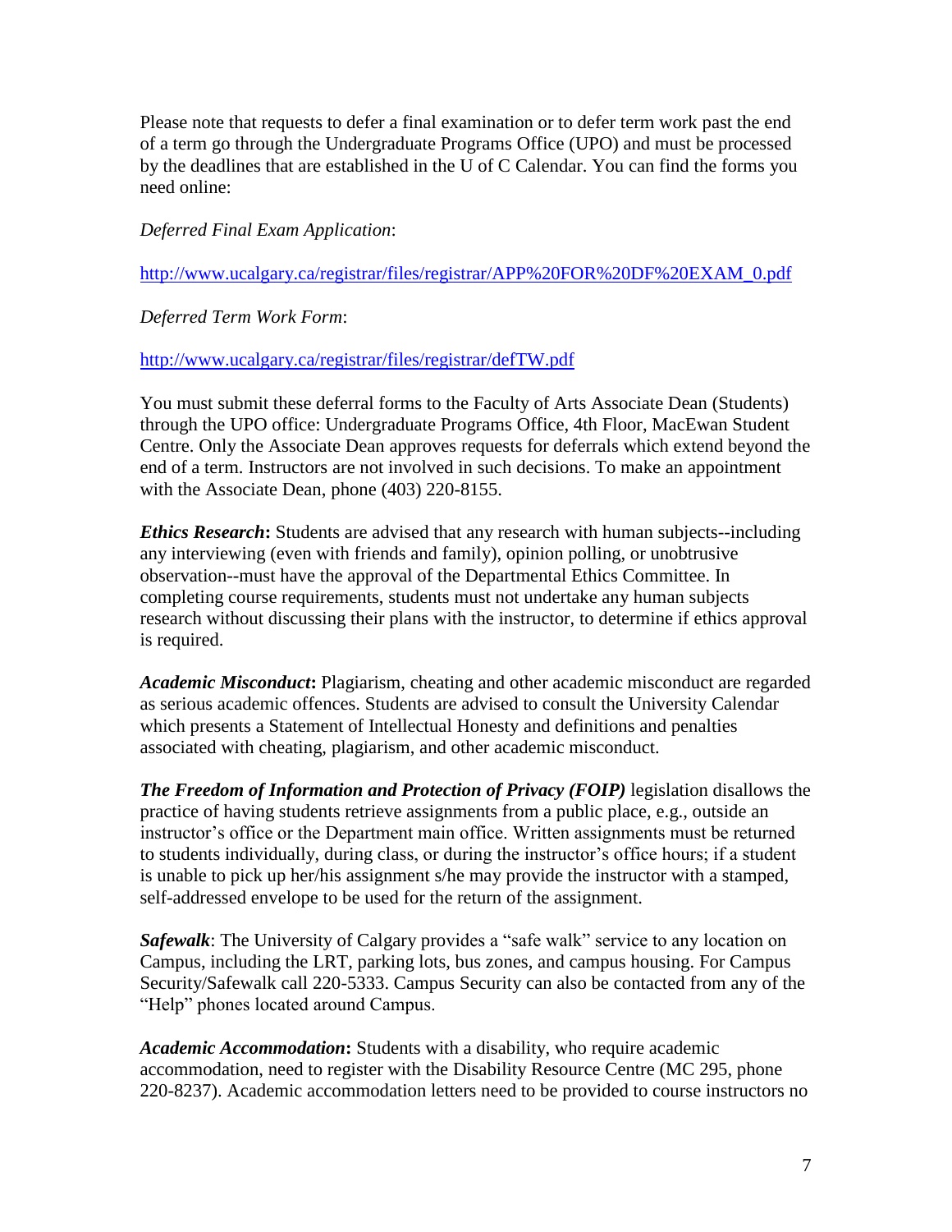Please note that requests to defer a final examination or to defer term work past the end of a term go through the Undergraduate Programs Office (UPO) and must be processed by the deadlines that are established in the U of C Calendar. You can find the forms you need online:

*Deferred Final Exam Application*:

http://www.ucalgary.ca/registrar/files/registrar/APP%20FOR%20DF%20EXAM_0.pdf

*Deferred Term Work Form*:

http://www.ucalgary.ca/registrar/files/registrar/defTW.pdf

You must submit these deferral forms to the Faculty of Arts Associate Dean (Students) through the UPO office: Undergraduate Programs Office, 4th Floor, MacEwan Student Centre. Only the Associate Dean approves requests for deferrals which extend beyond the end of a term. Instructors are not involved in such decisions. To make an appointment with the Associate Dean, phone (403) 220-8155.

***Ethics Research*****:** Students are advised that any research with human subjects--including any interviewing (even with friends and family), opinion polling, or unobtrusive observation--must have the approval of the Departmental Ethics Committee. In completing course requirements, students must not undertake any human subjects research without discussing their plans with the instructor, to determine if ethics approval is required.

***Academic Misconduct*****:** Plagiarism, cheating and other academic misconduct are regarded as serious academic offences. Students are advised to consult the University Calendar which presents a Statement of Intellectual Honesty and definitions and penalties associated with cheating, plagiarism, and other academic misconduct.

***The Freedom of Information and Protection of Privacy (FOIP)*** legislation disallows the practice of having students retrieve assignments from a public place, e.g., outside an instructor's office or the Department main office. Written assignments must be returned to students individually, during class, or during the instructor's office hours; if a student is unable to pick up her/his assignment s/he may provide the instructor with a stamped, self-addressed envelope to be used for the return of the assignment.

***Safewalk***: The University of Calgary provides a "safe walk" service to any location on Campus, including the LRT, parking lots, bus zones, and campus housing. For Campus Security/Safewalk call 220-5333. Campus Security can also be contacted from any of the "Help" phones located around Campus.

***Academic Accommodation*****:** Students with a disability, who require academic accommodation, need to register with the Disability Resource Centre (MC 295, phone 220-8237). Academic accommodation letters need to be provided to course instructors no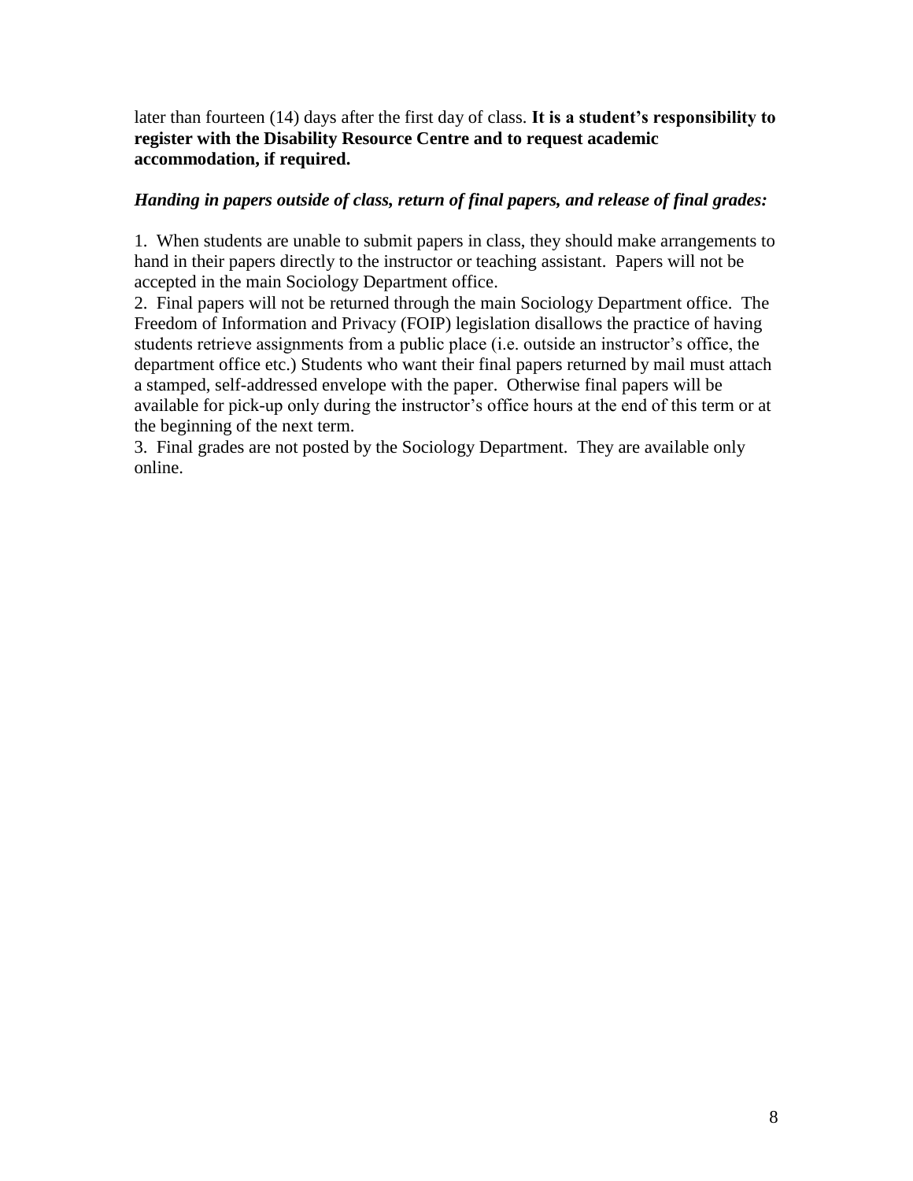later than fourteen (14) days after the first day of class. **It is a student's responsibility to register with the Disability Resource Centre and to request academic accommodation, if required.**

***Handing in papers outside of class, return of final papers, and release of final grades:***

1. When students are unable to submit papers in class, they should make arrangements to hand in their papers directly to the instructor or teaching assistant. Papers will not be accepted in the main Sociology Department office.
2. Final papers will not be returned through the main Sociology Department office. The Freedom of Information and Privacy (FOIP) legislation disallows the practice of having students retrieve assignments from a public place (i.e. outside an instructor's office, the department office etc.) Students who want their final papers returned by mail must attach a stamped, self-addressed envelope with the paper. Otherwise final papers will be available for pick-up only during the instructor's office hours at the end of this term or at the beginning of the next term.
3. Final grades are not posted by the Sociology Department. They are available only online.